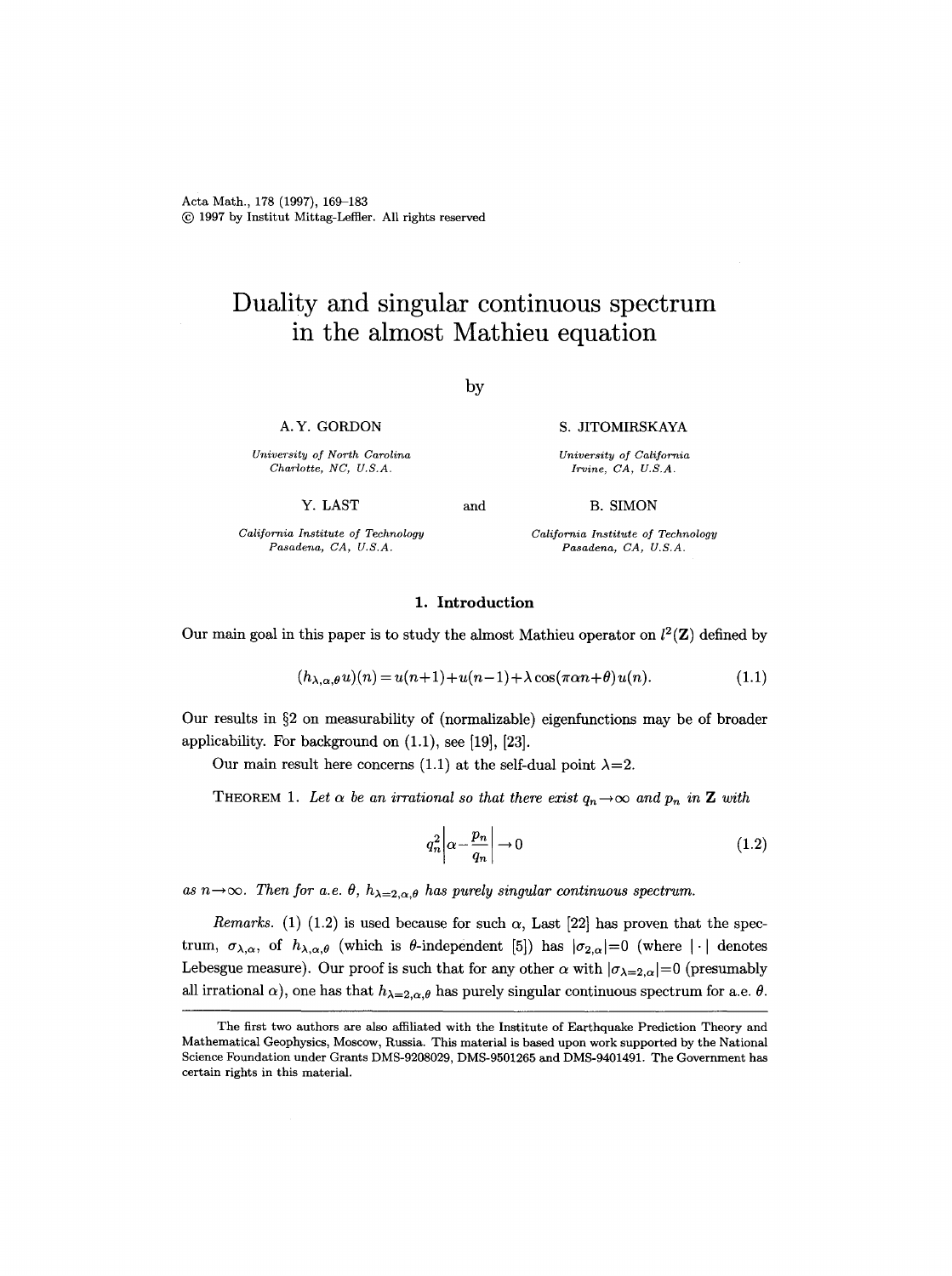# Duality and singular continuous spectrum in the almost Mathieu equation

by

A. Y. GORDON

*University of North Carolina*
*Charlotte, NC, U.S.A.*

S. JITOMIRSKAYA

*University of California*
*Irvine, CA, U.S.A.*

Y. LAST

*California Institute of Technology*
*Pasadena, CA, U.S.A.*

and

B. SIMON

*California Institute of Technology*
*Pasadena, CA, U.S.A.*

## 1. Introduction

Our main goal in this paper is to study the almost Mathieu operator on $l^2(\mathbf{Z})$ defined by

$$(h_{\lambda,\alpha,\theta}u)(n) = u(n+1)+u(n-1)+\lambda\cos(\pi\alpha n+\theta)\,u(n). \tag{1.1}$$

Our results in §2 on measurability of (normalizable) eigenfunctions may be of broader applicability. For background on (1.1), see [19], [23].

Our main result here concerns (1.1) at the self-dual point $\lambda=2$.

THEOREM 1. *Let $\alpha$ be an irrational so that there exist $q_n\to\infty$ and $p_n$ in $\mathbf{Z}$ with*

$$q_n^2\left|\alpha-\frac{p_n}{q_n}\right|\to 0 \tag{1.2}$$

*as $n\to\infty$. Then for a.e. $\theta$, $h_{\lambda=2,\alpha,\theta}$ has purely singular continuous spectrum.*

*Remarks.* (1) (1.2) is used because for such $\alpha$, Last [22] has proven that the spectrum, $\sigma_{\lambda,\alpha}$, of $h_{\lambda,\alpha,\theta}$ (which is $\theta$-independent [5]) has $|\sigma_{2,\alpha}|=0$ (where $|\cdot|$ denotes Lebesgue measure). Our proof is such that for any other $\alpha$ with $|\sigma_{\lambda=2,\alpha}|=0$ (presumably all irrational $\alpha$), one has that $h_{\lambda=2,\alpha,\theta}$ has purely singular continuous spectrum for a.e. $\theta$.

The first two authors are also affiliated with the Institute of Earthquake Prediction Theory and Mathematical Geophysics, Moscow, Russia. This material is based upon work supported by the National Science Foundation under Grants DMS-9208029, DMS-9501265 and DMS-9401491. The Government has certain rights in this material.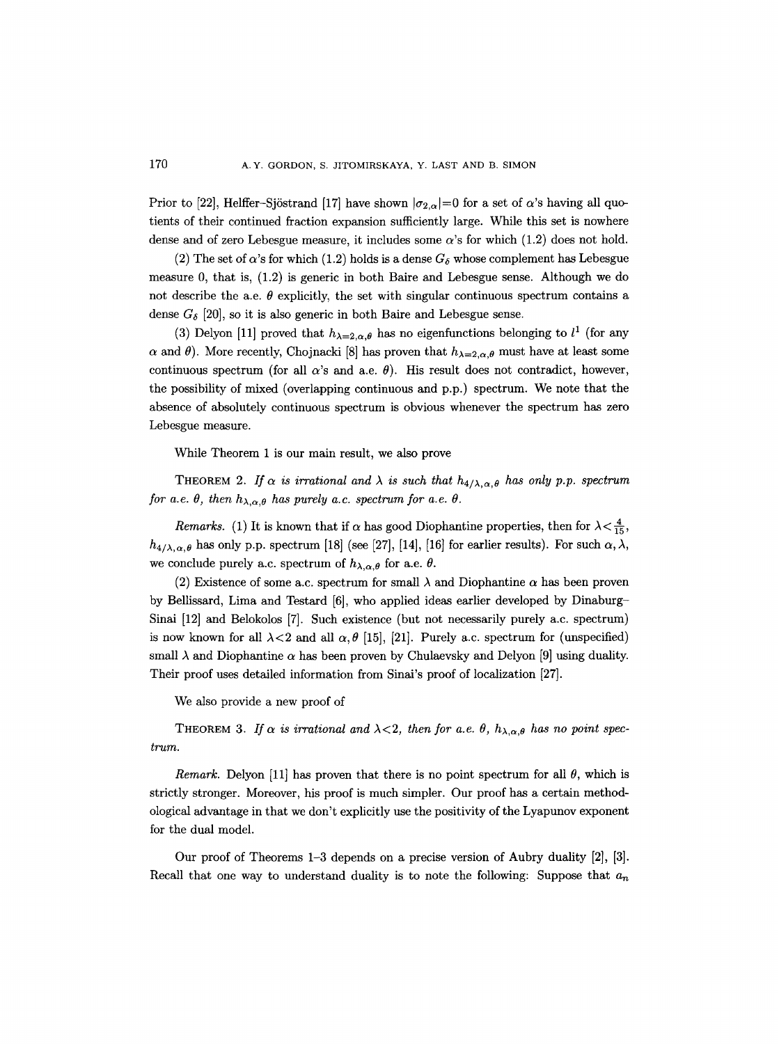Prior to [22], Helffer–Sjöstrand [17] have shown $|\sigma_{2,\alpha}|=0$ for a set of $\alpha$'s having all quotients of their continued fraction expansion sufficiently large. While this set is nowhere dense and of zero Lebesgue measure, it includes some $\alpha$'s for which (1.2) does not hold.

(2) The set of $\alpha$'s for which (1.2) holds is a dense $G_\delta$ whose complement has Lebesgue measure 0, that is, (1.2) is generic in both Baire and Lebesgue sense. Although we do not describe the a.e. $\theta$ explicitly, the set with singular continuous spectrum contains a dense $G_\delta$ [20], so it is also generic in both Baire and Lebesgue sense.

(3) Delyon [11] proved that $h_{\lambda=2,\alpha,\theta}$ has no eigenfunctions belonging to $l^1$ (for any $\alpha$ and $\theta$). More recently, Chojnacki [8] has proven that $h_{\lambda=2,\alpha,\theta}$ must have at least some continuous spectrum (for all $\alpha$'s and a.e. $\theta$). His result does not contradict, however, the possibility of mixed (overlapping continuous and p.p.) spectrum. We note that the absence of absolutely continuous spectrum is obvious whenever the spectrum has zero Lebesgue measure.

While Theorem 1 is our main result, we also prove

THEOREM 2. *If $\alpha$ is irrational and $\lambda$ is such that $h_{4/\lambda,\alpha,\theta}$ has only p.p. spectrum for a.e. $\theta$, then $h_{\lambda,\alpha,\theta}$ has purely a.c. spectrum for a.e. $\theta$.*

*Remarks.* (1) It is known that if $\alpha$ has good Diophantine properties, then for $\lambda<\frac{4}{15}$, $h_{4/\lambda,\alpha,\theta}$ has only p.p. spectrum [18] (see [27], [14], [16] for earlier results). For such $\alpha,\lambda$, we conclude purely a.c. spectrum of $h_{\lambda,\alpha,\theta}$ for a.e. $\theta$.

(2) Existence of some a.c. spectrum for small $\lambda$ and Diophantine $\alpha$ has been proven by Bellissard, Lima and Testard [6], who applied ideas earlier developed by Dinaburg–Sinai [12] and Belokolos [7]. Such existence (but not necessarily purely a.c. spectrum) is now known for all $\lambda<2$ and all $\alpha,\theta$ [15], [21]. Purely a.c. spectrum for (unspecified) small $\lambda$ and Diophantine $\alpha$ has been proven by Chulaevsky and Delyon [9] using duality. Their proof uses detailed information from Sinai's proof of localization [27].

We also provide a new proof of

THEOREM 3. *If $\alpha$ is irrational and $\lambda<2$, then for a.e. $\theta$, $h_{\lambda,\alpha,\theta}$ has no point spectrum.*

*Remark.* Delyon [11] has proven that there is no point spectrum for all $\theta$, which is strictly stronger. Moreover, his proof is much simpler. Our proof has a certain methodological advantage in that we don't explicitly use the positivity of the Lyapunov exponent for the dual model.

Our proof of Theorems 1–3 depends on a precise version of Aubry duality [2], [3]. Recall that one way to understand duality is to note the following: Suppose that $a_n$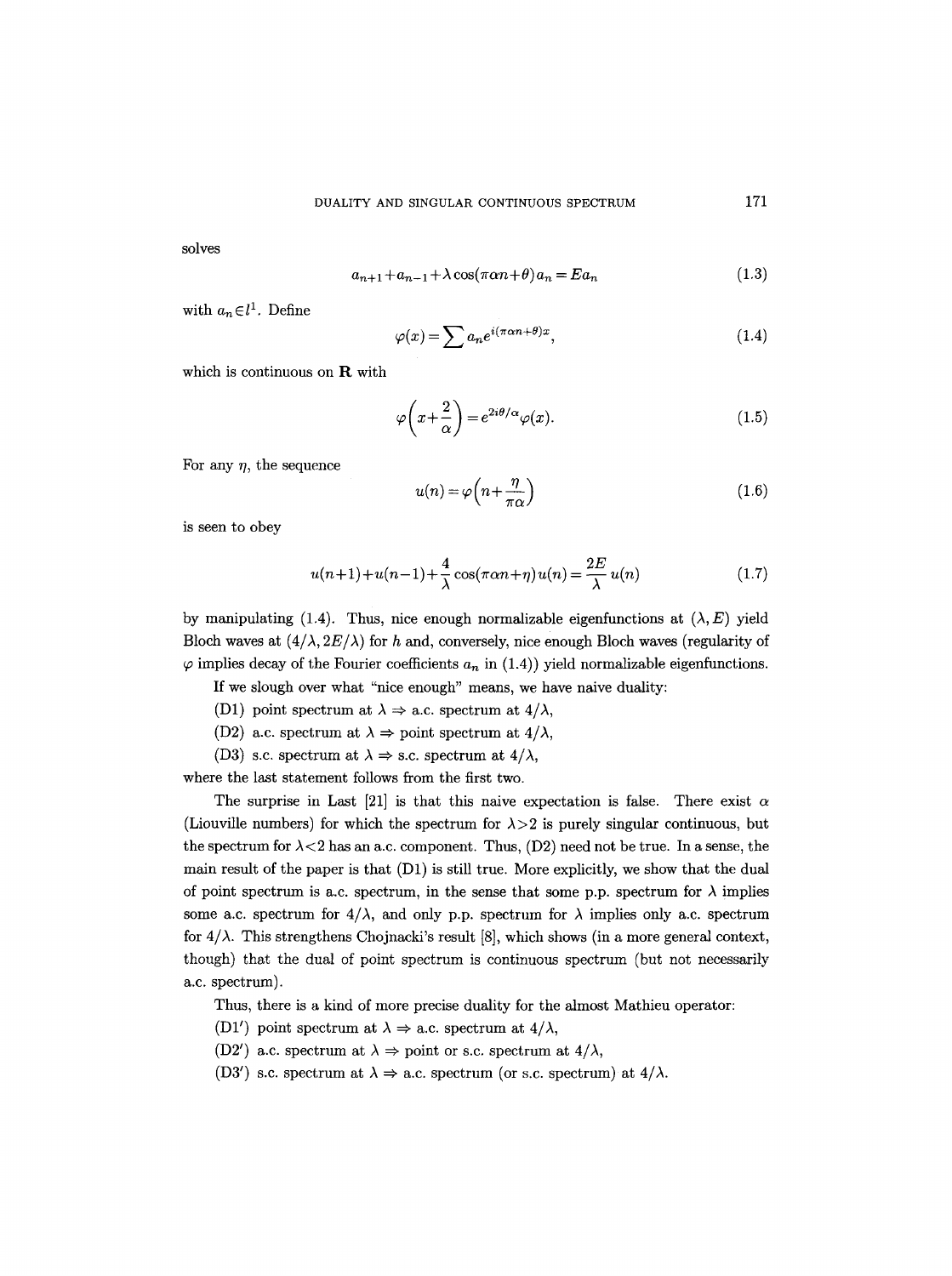solves

$$a_{n+1}+a_{n-1}+\lambda\cos(\pi\alpha n+\theta)a_n=Ea_n \tag{1.3}$$

with $a_n \in l^1$. Define

$$\varphi(x)=\sum a_n e^{i(\pi\alpha n+\theta)x}, \tag{1.4}$$

which is continuous on $\mathbf{R}$ with

$$\varphi\Big(x+\frac{2}{\alpha}\Big)=e^{2i\theta/\alpha}\varphi(x). \tag{1.5}$$

For any $\eta$, the sequence

$$u(n)=\varphi\Big(n+\frac{\eta}{\pi\alpha}\Big) \tag{1.6}$$

is seen to obey

$$u(n+1)+u(n-1)+\frac{4}{\lambda}\cos(\pi\alpha n+\eta)u(n)=\frac{2E}{\lambda}u(n) \tag{1.7}$$

by manipulating (1.4). Thus, nice enough normalizable eigenfunctions at $(\lambda, E)$ yield Bloch waves at $(4/\lambda, 2E/\lambda)$ for $h$ and, conversely, nice enough Bloch waves (regularity of $\varphi$ implies decay of the Fourier coefficients $a_n$ in (1.4)) yield normalizable eigenfunctions.

If we slough over what "nice enough" means, we have naive duality:

(D1) point spectrum at $\lambda \Rightarrow$ a.c. spectrum at $4/\lambda$,

(D2) a.c. spectrum at $\lambda \Rightarrow$ point spectrum at $4/\lambda$,

(D3) s.c. spectrum at $\lambda \Rightarrow$ s.c. spectrum at $4/\lambda$,

where the last statement follows from the first two.

The surprise in Last [21] is that this naive expectation is false. There exist $\alpha$ (Liouville numbers) for which the spectrum for $\lambda>2$ is purely singular continuous, but the spectrum for $\lambda<2$ has an a.c. component. Thus, (D2) need not be true. In a sense, the main result of the paper is that (D1) is still true. More explicitly, we show that the dual of point spectrum is a.c. spectrum, in the sense that some p.p. spectrum for $\lambda$ implies some a.c. spectrum for $4/\lambda$, and only p.p. spectrum for $\lambda$ implies only a.c. spectrum for $4/\lambda$. This strengthens Chojnacki's result [8], which shows (in a more general context, though) that the dual of point spectrum is continuous spectrum (but not necessarily a.c. spectrum).

Thus, there is a kind of more precise duality for the almost Mathieu operator:

(D1′) point spectrum at $\lambda \Rightarrow$ a.c. spectrum at $4/\lambda$,

(D2′) a.c. spectrum at $\lambda \Rightarrow$ point or s.c. spectrum at $4/\lambda$,

(D3′) s.c. spectrum at $\lambda \Rightarrow$ a.c. spectrum (or s.c. spectrum) at $4/\lambda$.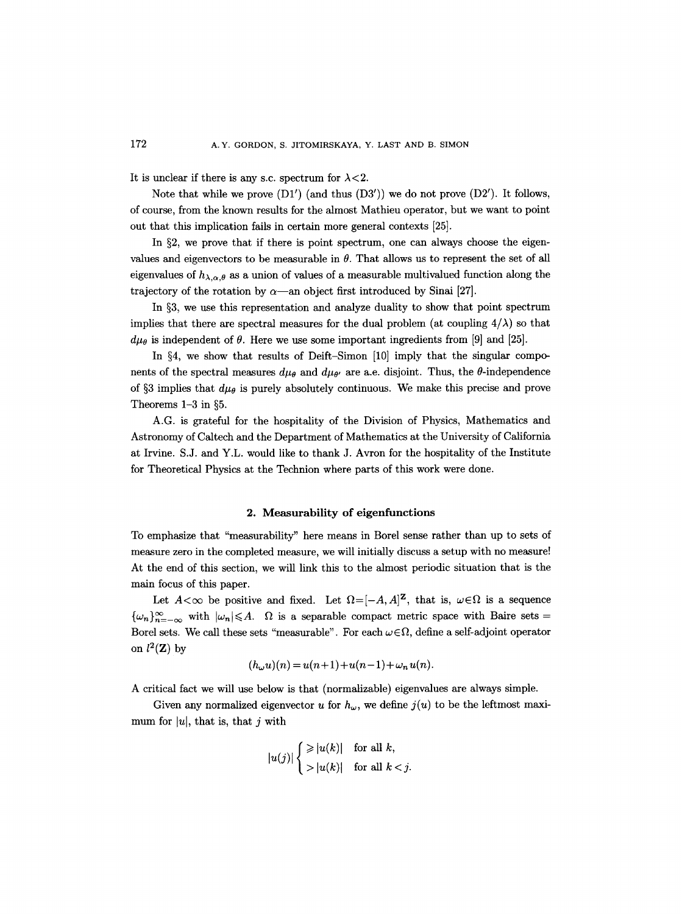It is unclear if there is any s.c. spectrum for $\lambda < 2$.

Note that while we prove (D1′) (and thus (D3′)) we do not prove (D2′). It follows, of course, from the known results for the almost Mathieu operator, but we want to point out that this implication fails in certain more general contexts [25].

In §2, we prove that if there is point spectrum, one can always choose the eigenvalues and eigenvectors to be measurable in $\theta$. That allows us to represent the set of all eigenvalues of $h_{\lambda,\alpha,\theta}$ as a union of values of a measurable multivalued function along the trajectory of the rotation by $\alpha$—an object first introduced by Sinai [27].

In §3, we use this representation and analyze duality to show that point spectrum implies that there are spectral measures for the dual problem (at coupling $4/\lambda$) so that $d\mu_\theta$ is independent of $\theta$. Here we use some important ingredients from [9] and [25].

In §4, we show that results of Deift–Simon [10] imply that the singular components of the spectral measures $d\mu_\theta$ and $d\mu_{\theta'}$ are a.e. disjoint. Thus, the $\theta$-independence of §3 implies that $d\mu_\theta$ is purely absolutely continuous. We make this precise and prove Theorems 1–3 in §5.

A.G. is grateful for the hospitality of the Division of Physics, Mathematics and Astronomy of Caltech and the Department of Mathematics at the University of California at Irvine. S.J. and Y.L. would like to thank J. Avron for the hospitality of the Institute for Theoretical Physics at the Technion where parts of this work were done.

## 2. Measurability of eigenfunctions

To emphasize that "measurability" here means in Borel sense rather than up to sets of measure zero in the completed measure, we will initially discuss a setup with no measure! At the end of this section, we will link this to the almost periodic situation that is the main focus of this paper.

Let $A < \infty$ be positive and fixed. Let $\Omega = [-A, A]^{\mathbf{Z}}$, that is, $\omega \in \Omega$ is a sequence $\{\omega_n\}_{n=-\infty}^{\infty}$ with $|\omega_n| \leqslant A$. $\Omega$ is a separable compact metric space with Baire sets = Borel sets. We call these sets "measurable". For each $\omega \in \Omega$, define a self-adjoint operator on $l^2(\mathbf{Z})$ by

$$(h_\omega u)(n) = u(n+1) + u(n-1) + \omega_n u(n).$$

A critical fact we will use below is that (normalizable) eigenvalues are always simple.

Given any normalized eigenvector $u$ for $h_\omega$, we define $j(u)$ to be the leftmost maximum for $|u|$, that is, that $j$ with

$$|u(j)| \begin{cases} \geqslant |u(k)| & \text{for all } k, \\ > |u(k)| & \text{for all } k < j. \end{cases}$$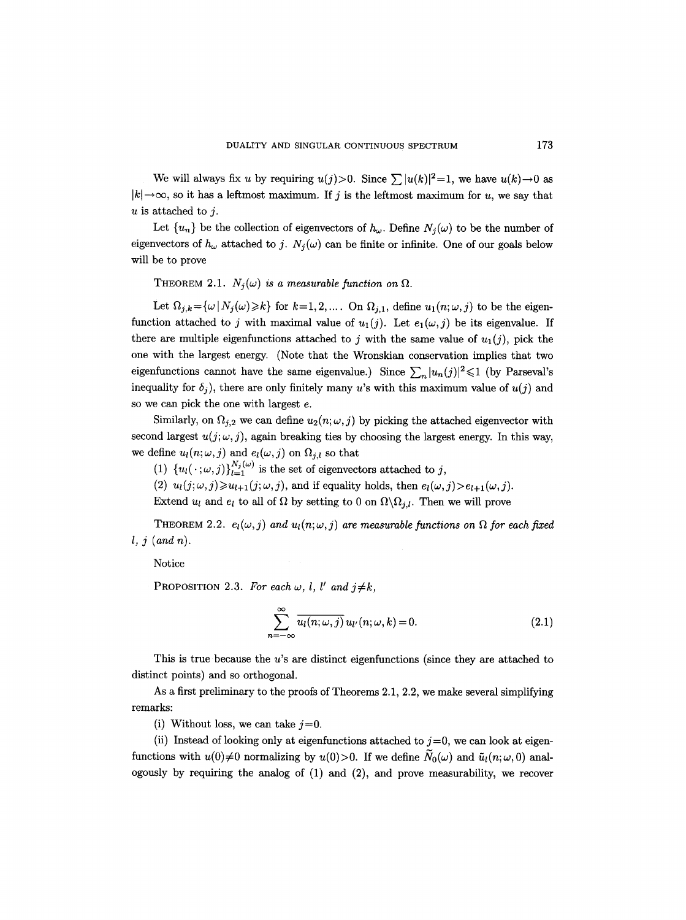We will always fix $u$ by requiring $u(j)>0$. Since $\sum |u(k)|^2=1$, we have $u(k)\to 0$ as $|k|\to\infty$, so it has a leftmost maximum. If $j$ is the leftmost maximum for $u$, we say that $u$ is attached to $j$.

Let $\{u_n\}$ be the collection of eigenvectors of $h_\omega$. Define $N_j(\omega)$ to be the number of eigenvectors of $h_\omega$ attached to $j$. $N_j(\omega)$ can be finite or infinite. One of our goals below will be to prove

THEOREM 2.1. *$N_j(\omega)$ is a measurable function on $\Omega$.*

Let $\Omega_{j,k}=\{\omega \mid N_j(\omega)\geqslant k\}$ for $k=1,2,\ldots$. On $\Omega_{j,1}$, define $u_1(n;\omega,j)$ to be the eigenfunction attached to $j$ with maximal value of $u_1(j)$. Let $e_1(\omega,j)$ be its eigenvalue. If there are multiple eigenfunctions attached to $j$ with the same value of $u_1(j)$, pick the one with the largest energy. (Note that the Wronskian conservation implies that two eigenfunctions cannot have the same eigenvalue.) Since $\sum_n |u_n(j)|^2\leqslant 1$ (by Parseval's inequality for $\delta_j$), there are only finitely many $u$'s with this maximum value of $u(j)$ and so we can pick the one with largest $e$.

Similarly, on $\Omega_{j,2}$ we can define $u_2(n;\omega,j)$ by picking the attached eigenvector with second largest $u(j;\omega,j)$, again breaking ties by choosing the largest energy. In this way, we define $u_l(n;\omega,j)$ and $e_l(\omega,j)$ on $\Omega_{j,l}$ so that

(1) $\{u_l(\,\cdot\,;\omega,j)\}_{l=1}^{N_j(\omega)}$ is the set of eigenvectors attached to $j$,

(2) $u_l(j;\omega,j)\geqslant u_{l+1}(j;\omega,j)$, and if equality holds, then $e_l(\omega,j)>e_{l+1}(\omega,j)$.

Extend $u_l$ and $e_l$ to all of $\Omega$ by setting to 0 on $\Omega\backslash\Omega_{j,l}$. Then we will prove

THEOREM 2.2. *$e_l(\omega,j)$ and $u_l(n;\omega,j)$ are measurable functions on $\Omega$ for each fixed $l$, $j$ (and $n$).*

Notice

PROPOSITION 2.3. *For each $\omega$, $l$, $l'$ and $j\neq k$,*

$$\sum_{n=-\infty}^{\infty} \overline{u_l(n;\omega,j)}\, u_{l'}(n;\omega,k)=0. \tag{2.1}$$

This is true because the $u$'s are distinct eigenfunctions (since they are attached to distinct points) and so orthogonal.

As a first preliminary to the proofs of Theorems 2.1, 2.2, we make several simplifying remarks:

(i) Without loss, we can take $j=0$.

(ii) Instead of looking only at eigenfunctions attached to $j=0$, we can look at eigenfunctions with $u(0)\neq 0$ normalizing by $u(0)>0$. If we define $\tilde{N}_0(\omega)$ and $\tilde{u}_l(n;\omega,0)$ analogously by requiring the analog of (1) and (2), and prove measurability, we recover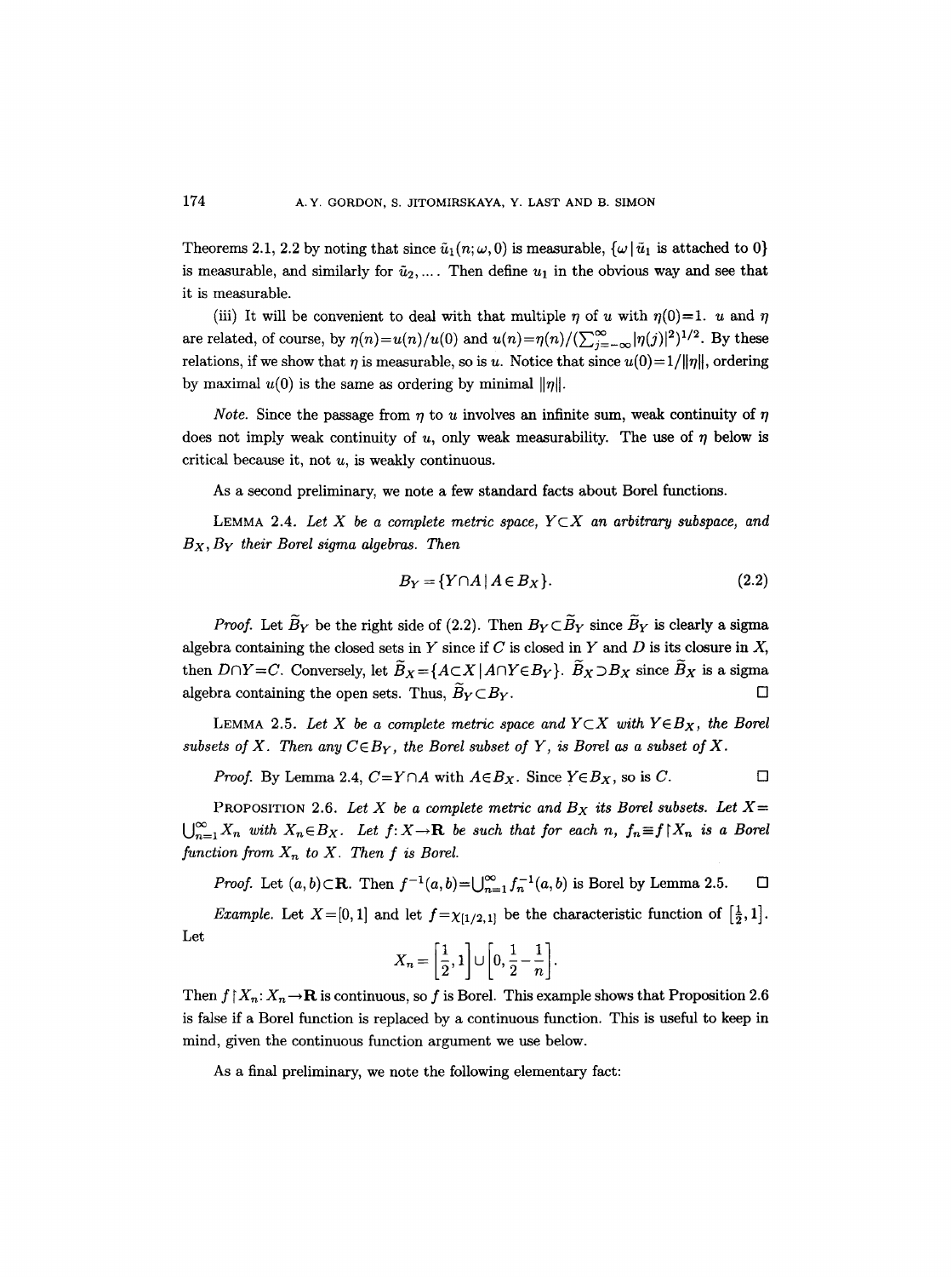Theorems 2.1, 2.2 by noting that since $\tilde{u}_1(n;\omega,0)$ is measurable, $\{\omega\,|\,\tilde{u}_1$ is attached to $0\}$ is measurable, and similarly for $\tilde{u}_2, \dots$. Then define $u_1$ in the obvious way and see that it is measurable.

(iii) It will be convenient to deal with that multiple $\eta$ of $u$ with $\eta(0)=1$. $u$ and $\eta$ are related, of course, by $\eta(n)=u(n)/u(0)$ and $u(n)=\eta(n)/(\sum_{j=-\infty}^{\infty}|\eta(j)|^2)^{1/2}$. By these relations, if we show that $\eta$ is measurable, so is $u$. Notice that since $u(0)=1/\|\eta\|$, ordering by maximal $u(0)$ is the same as ordering by minimal $\|\eta\|$.

*Note.* Since the passage from $\eta$ to $u$ involves an infinite sum, weak continuity of $\eta$ does not imply weak continuity of $u$, only weak measurability. The use of $\eta$ below is critical because it, not $u$, is weakly continuous.

As a second preliminary, we note a few standard facts about Borel functions.

LEMMA 2.4. *Let $X$ be a complete metric space, $Y\subset X$ an arbitrary subspace, and $B_X, B_Y$ their Borel sigma algebras. Then*

$$B_Y = \{Y\cap A \,|\, A\in B_X\}. \tag{2.2}$$

*Proof.* Let $\widetilde{B}_Y$ be the right side of (2.2). Then $B_Y\subset\widetilde{B}_Y$ since $\widetilde{B}_Y$ is clearly a sigma algebra containing the closed sets in $Y$ since if $C$ is closed in $Y$ and $D$ is its closure in $X$, then $D\cap Y=C$. Conversely, let $\widetilde{B}_X=\{A\subset X\,|\,A\cap Y\in B_Y\}$. $\widetilde{B}_X\supset B_X$ since $\widetilde{B}_X$ is a sigma algebra containing the open sets. Thus, $\widetilde{B}_Y\subset B_Y$. □

LEMMA 2.5. *Let $X$ be a complete metric space and $Y\subset X$ with $Y\in B_X$, the Borel subsets of $X$. Then any $C\in B_Y$, the Borel subset of $Y$, is Borel as a subset of $X$.*

*Proof.* By Lemma 2.4, $C=Y\cap A$ with $A\in B_X$. Since $Y\in B_X$, so is $C$. □

PROPOSITION 2.6. *Let $X$ be a complete metric and $B_X$ its Borel subsets. Let $X=\bigcup_{n=1}^{\infty}X_n$ with $X_n\in B_X$. Let $f: X\to\mathbf{R}$ be such that for each $n$, $f_n\equiv f\restriction X_n$ is a Borel function from $X_n$ to $X$. Then $f$ is Borel.*

*Proof.* Let $(a,b)\subset\mathbf{R}$. Then $f^{-1}(a,b)=\bigcup_{n=1}^{\infty}f_n^{-1}(a,b)$ is Borel by Lemma 2.5. □

*Example.* Let $X=[0,1]$ and let $f=\chi_{[1/2,1]}$ be the characteristic function of $[\frac{1}{2},1]$. Let

$$X_n=\left[\frac{1}{2},1\right]\cup\left[0,\frac{1}{2}-\frac{1}{n}\right].$$

Then $f\restriction X_n: X_n\to\mathbf{R}$ is continuous, so $f$ is Borel. This example shows that Proposition 2.6 is false if a Borel function is replaced by a continuous function. This is useful to keep in mind, given the continuous function argument we use below.

As a final preliminary, we note the following elementary fact: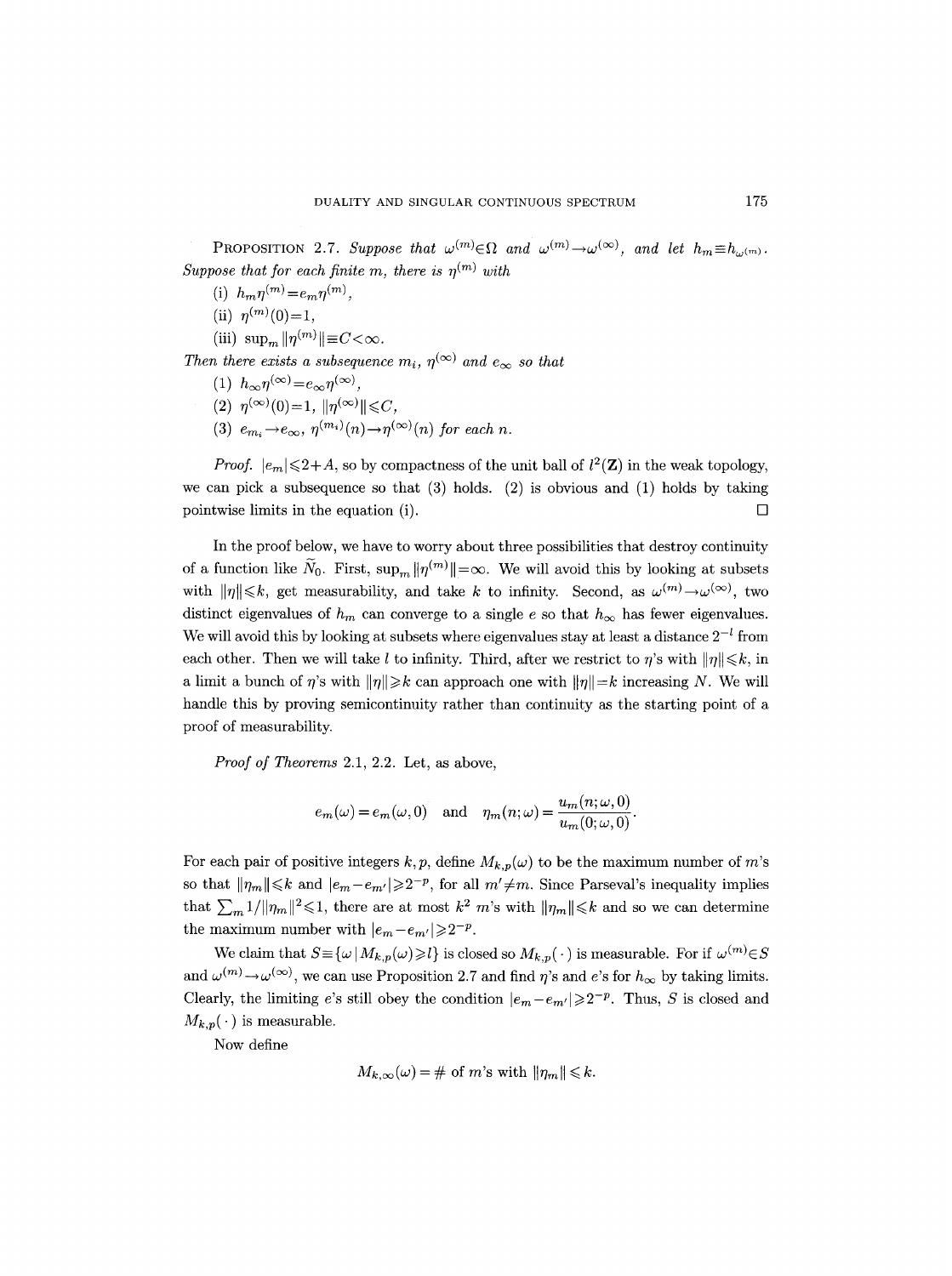PROPOSITION 2.7. *Suppose that $\omega^{(m)}\in\Omega$ and $\omega^{(m)}\to\omega^{(\infty)}$, and let $h_m\equiv h_{\omega^{(m)}}$. Suppose that for each finite $m$, there is $\eta^{(m)}$ with*

(i) $h_m\eta^{(m)}=e_m\eta^{(m)}$,

(ii) $\eta^{(m)}(0)=1$,

(iii) $\sup_m\|\eta^{(m)}\|\equiv C<\infty$.

*Then there exists a subsequence $m_i$, $\eta^{(\infty)}$ and $e_\infty$ so that*

(1) $h_\infty\eta^{(\infty)}=e_\infty\eta^{(\infty)}$,

(2) $\eta^{(\infty)}(0)=1$, $\|\eta^{(\infty)}\|\leqslant C$,

(3) $e_{m_i}\to e_\infty$, $\eta^{(m_i)}(n)\to\eta^{(\infty)}(n)$ *for each* $n$.

*Proof.* $|e_m|\leqslant 2+A$, so by compactness of the unit ball of $l^2(\mathbf{Z})$ in the weak topology, we can pick a subsequence so that (3) holds. (2) is obvious and (1) holds by taking pointwise limits in the equation (i). $\square$

In the proof below, we have to worry about three possibilities that destroy continuity of a function like $\widetilde{N}_0$. First, $\sup_m\|\eta^{(m)}\|=\infty$. We will avoid this by looking at subsets with $\|\eta\|\leqslant k$, get measurability, and take $k$ to infinity. Second, as $\omega^{(m)}\to\omega^{(\infty)}$, two distinct eigenvalues of $h_m$ can converge to a single $e$ so that $h_\infty$ has fewer eigenvalues. We will avoid this by looking at subsets where eigenvalues stay at least a distance $2^{-l}$ from each other. Then we will take $l$ to infinity. Third, after we restrict to $\eta$'s with $\|\eta\|\leqslant k$, in a limit a bunch of $\eta$'s with $\|\eta\|\geqslant k$ can approach one with $\|\eta\|=k$ increasing $N$. We will handle this by proving semicontinuity rather than continuity as the starting point of a proof of measurability.

*Proof of Theorems* 2.1, 2.2. Let, as above,

$$e_m(\omega)=e_m(\omega,0)\quad\text{and}\quad \eta_m(n;\omega)=\frac{u_m(n;\omega,0)}{u_m(0;\omega,0)}.$$

For each pair of positive integers $k,p$, define $M_{k,p}(\omega)$ to be the maximum number of $m$'s so that $\|\eta_m\|\leqslant k$ and $|e_m-e_{m'}|\geqslant 2^{-p}$, for all $m'\neq m$. Since Parseval's inequality implies that $\sum_m 1/\|\eta_m\|^2\leqslant 1$, there are at most $k^2$ $m$'s with $\|\eta_m\|\leqslant k$ and so we can determine the maximum number with $|e_m-e_{m'}|\geqslant 2^{-p}$.

We claim that $S\equiv\{\omega\mid M_{k,p}(\omega)\geqslant l\}$ is closed so $M_{k,p}(\,\cdot\,)$ is measurable. For if $\omega^{(m)}\in S$ and $\omega^{(m)}\to\omega^{(\infty)}$, we can use Proposition 2.7 and find $\eta$'s and $e$'s for $h_\infty$ by taking limits. Clearly, the limiting $e$'s still obey the condition $|e_m-e_{m'}|\geqslant 2^{-p}$. Thus, $S$ is closed and $M_{k,p}(\,\cdot\,)$ is measurable.

Now define

$$M_{k,\infty}(\omega)=\#\text{ of }m\text{'s with }\|\eta_m\|\leqslant k.$$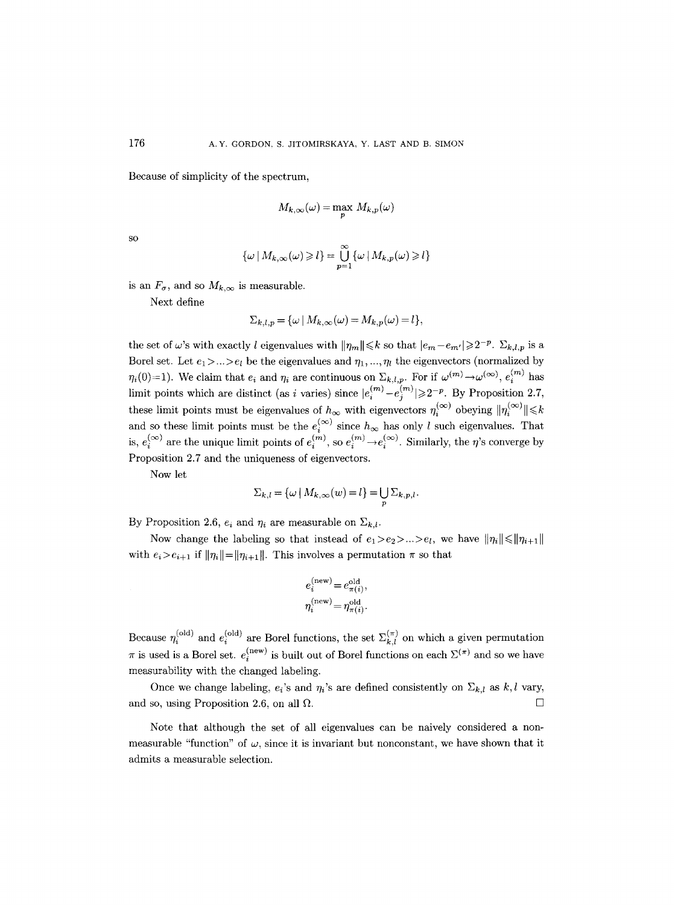Because of simplicity of the spectrum,

$$M_{k,\infty}(\omega) = \max_p M_{k,p}(\omega)$$

so

$$\{\omega \mid M_{k,\infty}(\omega) \geqslant l\} = \bigcup_{p=1}^{\infty} \{\omega \mid M_{k,p}(\omega) \geqslant l\}$$

is an $F_\sigma$, and so $M_{k,\infty}$ is measurable.

Next define

$$\Sigma_{k,l,p} = \{\omega \mid M_{k,\infty}(\omega) = M_{k,p}(\omega) = l\},$$

the set of $\omega$'s with exactly $l$ eigenvalues with $\|\eta_m\| \leqslant k$ so that $|e_m - e_{m'}| \geqslant 2^{-p}$. $\Sigma_{k,l,p}$ is a Borel set. Let $e_1 > \ldots > e_l$ be the eigenvalues and $\eta_1, \ldots, \eta_l$ the eigenvectors (normalized by $\eta_i(0) = 1$). We claim that $e_i$ and $\eta_i$ are continuous on $\Sigma_{k,l,p}$. For if $\omega^{(m)} \to \omega^{(\infty)}$, $e_i^{(m)}$ has limit points which are distinct (as $i$ varies) since $|e_i^{(m)} - e_j^{(m)}| \geqslant 2^{-p}$. By Proposition 2.7, these limit points must be eigenvalues of $h_\infty$ with eigenvectors $\eta_i^{(\infty)}$ obeying $\|\eta_i^{(\infty)}\| \leqslant k$ and so these limit points must be the $e_i^{(\infty)}$ since $h_\infty$ has only $l$ such eigenvalues. That is, $e_i^{(\infty)}$ are the unique limit points of $e_i^{(m)}$, so $e_i^{(m)} \to e_i^{(\infty)}$. Similarly, the $\eta$'s converge by Proposition 2.7 and the uniqueness of eigenvectors.

Now let

$$\Sigma_{k,l} = \{\omega \mid M_{k,\infty}(w) = l\} = \bigcup_p \Sigma_{k,p,l}.$$

By Proposition 2.6, $e_i$ and $\eta_i$ are measurable on $\Sigma_{k,l}$.

Now change the labeling so that instead of $e_1 > e_2 > \ldots > e_l$, we have $\|\eta_i\| \leqslant \|\eta_{i+1}\|$ with $e_i > e_{i+1}$ if $\|\eta_i\| = \|\eta_{i+1}\|$. This involves a permutation $\pi$ so that

$$e_i^{(\text{new})} = e_{\pi(i)}^{\text{old}},$$
$$\eta_i^{(\text{new})} = \eta_{\pi(i)}^{\text{old}}.$$

Because $\eta_i^{(\text{old})}$ and $e_i^{(\text{old})}$ are Borel functions, the set $\Sigma_{k,l}^{(\pi)}$ on which a given permutation $\pi$ is used is a Borel set. $e_i^{(\text{new})}$ is built out of Borel functions on each $\Sigma^{(\pi)}$ and so we have measurability with the changed labeling.

Once we change labeling, $e_i$'s and $\eta_i$'s are defined consistently on $\Sigma_{k,l}$ as $k, l$ vary, and so, using Proposition 2.6, on all $\Omega$. $\square$

Note that although the set of all eigenvalues can be naively considered a nonmeasurable "function" of $\omega$, since it is invariant but nonconstant, we have shown that it admits a measurable selection.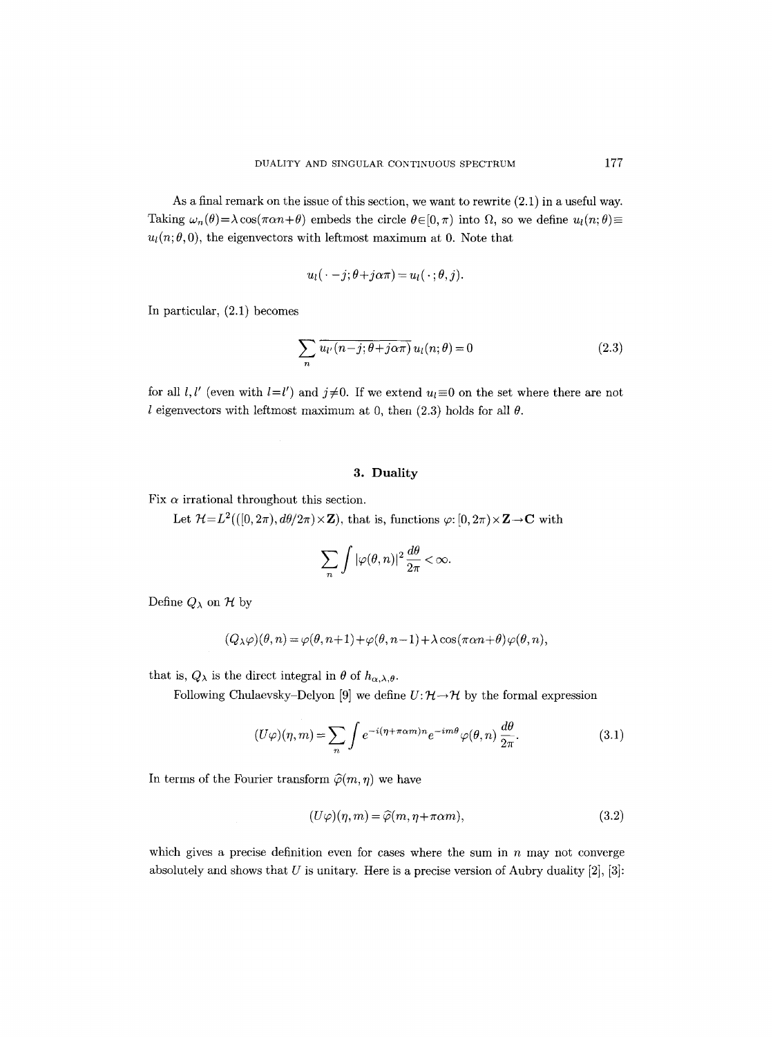As a final remark on the issue of this section, we want to rewrite (2.1) in a useful way. Taking $\omega_n(\theta)=\lambda\cos(\pi\alpha n+\theta)$ embeds the circle $\theta\in[0,\pi)$ into $\Omega$, so we define $u_l(n;\theta)\equiv u_l(n;\theta,0)$, the eigenvectors with leftmost maximum at 0. Note that

$$u_l(\,\cdot\,-j;\theta+j\alpha\pi)=u_l(\,\cdot\,;\theta,j).$$

In particular, (2.1) becomes

$$\sum_n \overline{u_{l'}(n-j;\theta+j\alpha\pi)}\,u_l(n;\theta)=0 \tag{2.3}$$

for all $l,l'$ (even with $l=l'$) and $j\neq 0$. If we extend $u_l\equiv 0$ on the set where there are not $l$ eigenvectors with leftmost maximum at 0, then (2.3) holds for all $\theta$.

## 3. Duality

Fix $\alpha$ irrational throughout this section.

Let $\mathcal{H}=L^2(([0,2\pi),d\theta/2\pi)\times\mathbf{Z})$, that is, functions $\varphi\colon[0,2\pi)\times\mathbf{Z}\to\mathbf{C}$ with

$$\sum_n\int|\varphi(\theta,n)|^2\,\frac{d\theta}{2\pi}<\infty.$$

Define $Q_\lambda$ on $\mathcal{H}$ by

$$(Q_\lambda\varphi)(\theta,n)=\varphi(\theta,n+1)+\varphi(\theta,n-1)+\lambda\cos(\pi\alpha n+\theta)\varphi(\theta,n),$$

that is, $Q_\lambda$ is the direct integral in $\theta$ of $h_{\alpha,\lambda,\theta}$.

Following Chulaevsky–Delyon [9] we define $U\colon\mathcal{H}\to\mathcal{H}$ by the formal expression

$$(U\varphi)(\eta,m)=\sum_n\int e^{-i(\eta+\pi\alpha m)n}e^{-im\theta}\varphi(\theta,n)\,\frac{d\theta}{2\pi}. \tag{3.1}$$

In terms of the Fourier transform $\widehat{\varphi}(m,\eta)$ we have

$$(U\varphi)(\eta,m)=\widehat{\varphi}(m,\eta+\pi\alpha m), \tag{3.2}$$

which gives a precise definition even for cases where the sum in $n$ may not converge absolutely and shows that $U$ is unitary. Here is a precise version of Aubry duality [2], [3]: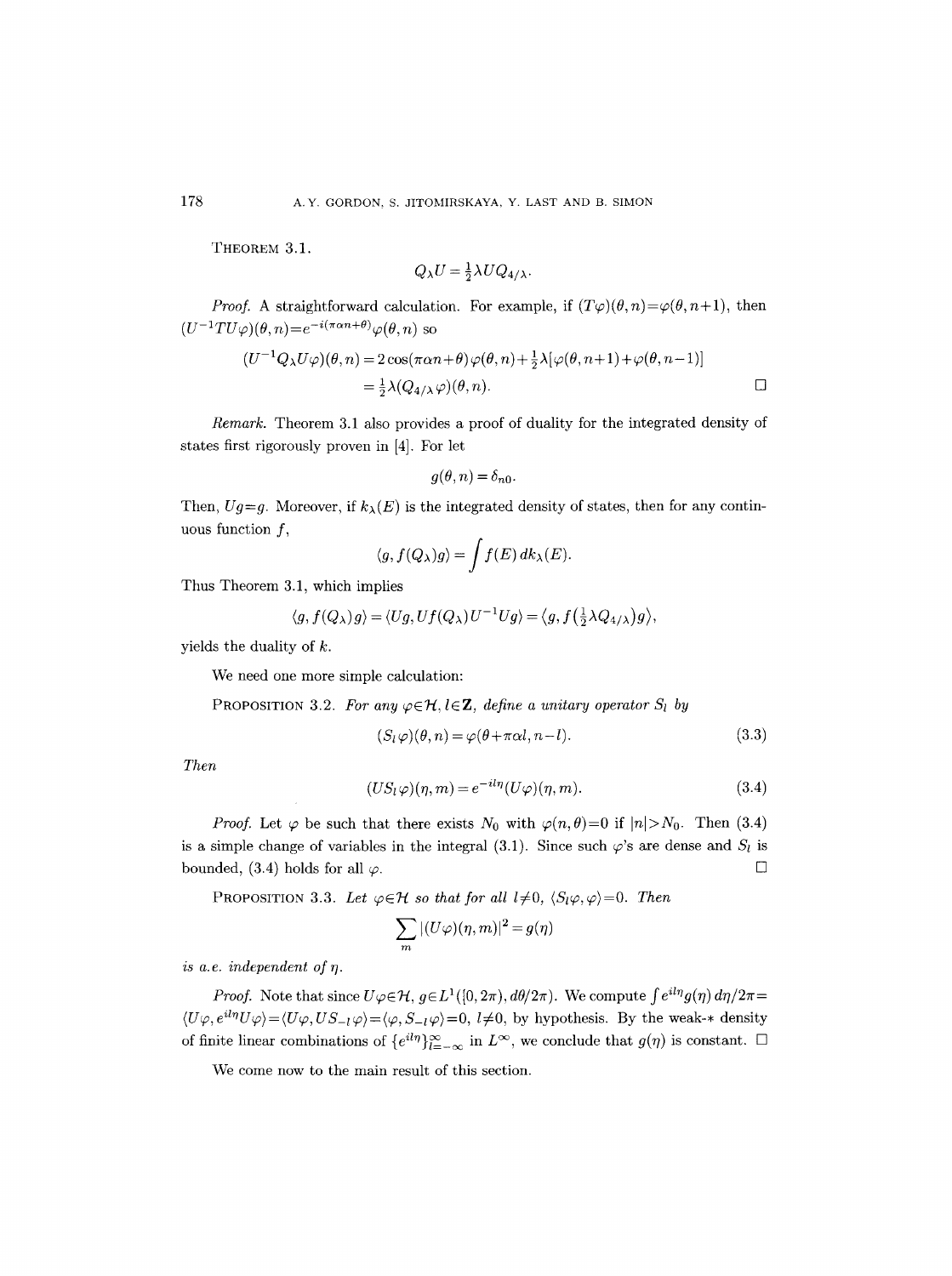THEOREM 3.1.

$$Q_\lambda U = \tfrac{1}{2}\lambda U Q_{4/\lambda}.$$

*Proof.* A straightforward calculation. For example, if $(T\varphi)(\theta,n)=\varphi(\theta,n+1)$, then $(U^{-1}TU\varphi)(\theta,n)=e^{-i(\pi\alpha n+\theta)}\varphi(\theta,n)$ so

$$\begin{aligned}(U^{-1}Q_\lambda U\varphi)(\theta,n) &= 2\cos(\pi\alpha n+\theta)\,\varphi(\theta,n)+\tfrac{1}{2}\lambda[\varphi(\theta,n+1)+\varphi(\theta,n-1)]\\ &= \tfrac{1}{2}\lambda(Q_{4/\lambda}\varphi)(\theta,n).\end{aligned}$$

□

*Remark.* Theorem 3.1 also provides a proof of duality for the integrated density of states first rigorously proven in [4]. For let

$$g(\theta,n)=\delta_{n0}.$$

Then, $Ug=g$. Moreover, if $k_\lambda(E)$ is the integrated density of states, then for any continuous function $f$,

$$\langle g, f(Q_\lambda)g\rangle = \int f(E)\,dk_\lambda(E).$$

Thus Theorem 3.1, which implies

$$\langle g, f(Q_\lambda)g\rangle = \langle Ug, Uf(Q_\lambda)U^{-1}Ug\rangle = \langle g, f\big(\tfrac{1}{2}\lambda Q_{4/\lambda}\big)g\rangle,$$

yields the duality of $k$.

We need one more simple calculation:

PROPOSITION 3.2. *For any $\varphi\in\mathcal{H}$, $l\in\mathbf{Z}$, define a unitary operator $S_l$ by*

$$(S_l\varphi)(\theta,n)=\varphi(\theta+\pi\alpha l, n-l). \tag{3.3}$$

*Then*

$$(US_l\varphi)(\eta,m)=e^{-il\eta}(U\varphi)(\eta,m). \tag{3.4}$$

*Proof.* Let $\varphi$ be such that there exists $N_0$ with $\varphi(n,\theta)=0$ if $|n|>N_0$. Then (3.4) is a simple change of variables in the integral (3.1). Since such $\varphi$'s are dense and $S_l$ is bounded, (3.4) holds for all $\varphi$. □

PROPOSITION 3.3. *Let $\varphi\in\mathcal{H}$ so that for all $l\neq 0$, $\langle S_l\varphi,\varphi\rangle=0$. Then*

$$\sum_m |(U\varphi)(\eta,m)|^2 = g(\eta)$$

*is a.e. independent of $\eta$.*

*Proof.* Note that since $U\varphi\in\mathcal{H}$, $g\in L^1([0,2\pi), d\theta/2\pi)$. We compute $\int e^{il\eta}g(\eta)\,d\eta/2\pi = \langle U\varphi, e^{il\eta}U\varphi\rangle = \langle U\varphi, US_{-l}\varphi\rangle = \langle\varphi, S_{-l}\varphi\rangle=0$, $l\neq 0$, by hypothesis. By the weak-$*$ density of finite linear combinations of $\{e^{il\eta}\}_{l=-\infty}^{\infty}$ in $L^\infty$, we conclude that $g(\eta)$ is constant. □

We come now to the main result of this section.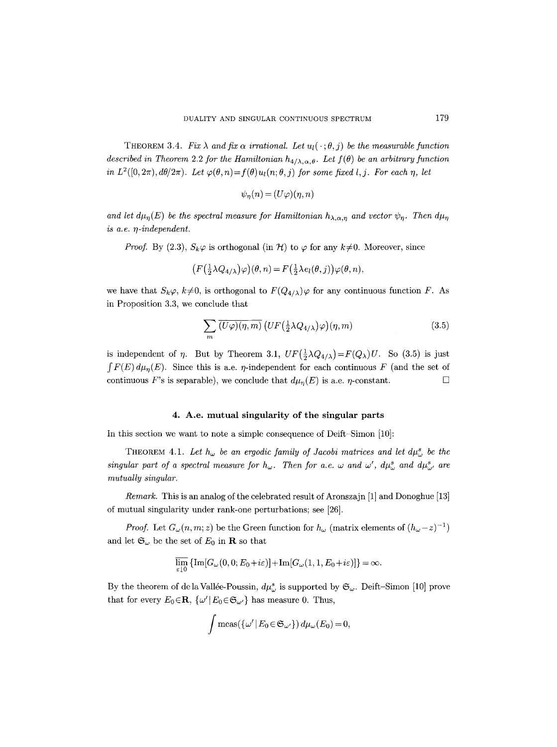THEOREM 3.4. *Fix $\lambda$ and fix $\alpha$ irrational. Let $u_l(\,\cdot\,;\theta,j)$ be the measurable function described in Theorem 2.2 for the Hamiltonian $h_{4/\lambda,\alpha,\theta}$. Let $f(\theta)$ be an arbitrary function in $L^2([0,2\pi),d\theta/2\pi)$. Let $\varphi(\theta,n)=f(\theta)u_l(n;\theta,j)$ for some fixed $l,j$. For each $\eta$, let*

$$\psi_\eta(n)=(U\varphi)(\eta,n)$$

*and let $d\mu_\eta(E)$ be the spectral measure for Hamiltonian $h_{\lambda,\alpha,\eta}$ and vector $\psi_\eta$. Then $d\mu_\eta$ is a.e. $\eta$-independent.*

*Proof.* By (2.3), $S_k\varphi$ is orthogonal (in $\mathcal{H}$) to $\varphi$ for any $k\neq 0$. Moreover, since

$$\big(F\big(\tfrac{1}{2}\lambda Q_{4/\lambda}\big)\varphi\big)(\theta,n)=F\big(\tfrac{1}{2}\lambda e_l(\theta,j)\big)\varphi(\theta,n),$$

we have that $S_k\varphi$, $k\neq 0$, is orthogonal to $F(Q_{4/\lambda})\varphi$ for any continuous function $F$. As in Proposition 3.3, we conclude that

$$\sum_m \overline{(U\varphi)(\eta,m)}\,\big(UF\big(\tfrac{1}{2}\lambda Q_{4/\lambda}\big)\varphi\big)(\eta,m) \tag{3.5}$$

is independent of $\eta$. But by Theorem 3.1, $UF\big(\frac{1}{2}\lambda Q_{4/\lambda}\big)=F(Q_\lambda)U$. So (3.5) is just $\int F(E)\,d\mu_\eta(E)$. Since this is a.e. $\eta$-independent for each continuous $F$ (and the set of continuous $F$'s is separable), we conclude that $d\mu_\eta(E)$ is a.e. $\eta$-constant. $\square$

## 4. A.e. mutual singularity of the singular parts

In this section we want to note a simple consequence of Deift–Simon [10]:

THEOREM 4.1. *Let $h_\omega$ be an ergodic family of Jacobi matrices and let $d\mu_\omega^s$ be the singular part of a spectral measure for $h_\omega$. Then for a.e. $\omega$ and $\omega'$, $d\mu_\omega^s$ and $d\mu_{\omega'}^s$ are mutually singular.*

*Remark.* This is an analog of the celebrated result of Aronszajn [1] and Donoghue [13] of mutual singularity under rank-one perturbations; see [26].

*Proof.* Let $G_\omega(n,m;z)$ be the Green function for $h_\omega$ (matrix elements of $(h_\omega-z)^{-1}$) and let $\mathfrak{S}_\omega$ be the set of $E_0$ in $\mathbf{R}$ so that

$$\varlimsup_{\varepsilon\downarrow 0}\{\operatorname{Im}[G_\omega(0,0;E_0+i\varepsilon)]+\operatorname{Im}[G_\omega(1,1,E_0+i\varepsilon)]\}=\infty.$$

By the theorem of de la Vallée-Poussin, $d\mu_\omega^s$ is supported by $\mathfrak{S}_\omega$. Deift–Simon [10] prove that for every $E_0\in\mathbf{R}$, $\{\omega'\mid E_0\in\mathfrak{S}_{\omega'}\}$ has measure 0. Thus,

$$\int \operatorname{meas}(\{\omega'\mid E_0\in\mathfrak{S}_{\omega'}\})\,d\mu_\omega(E_0)=0,$$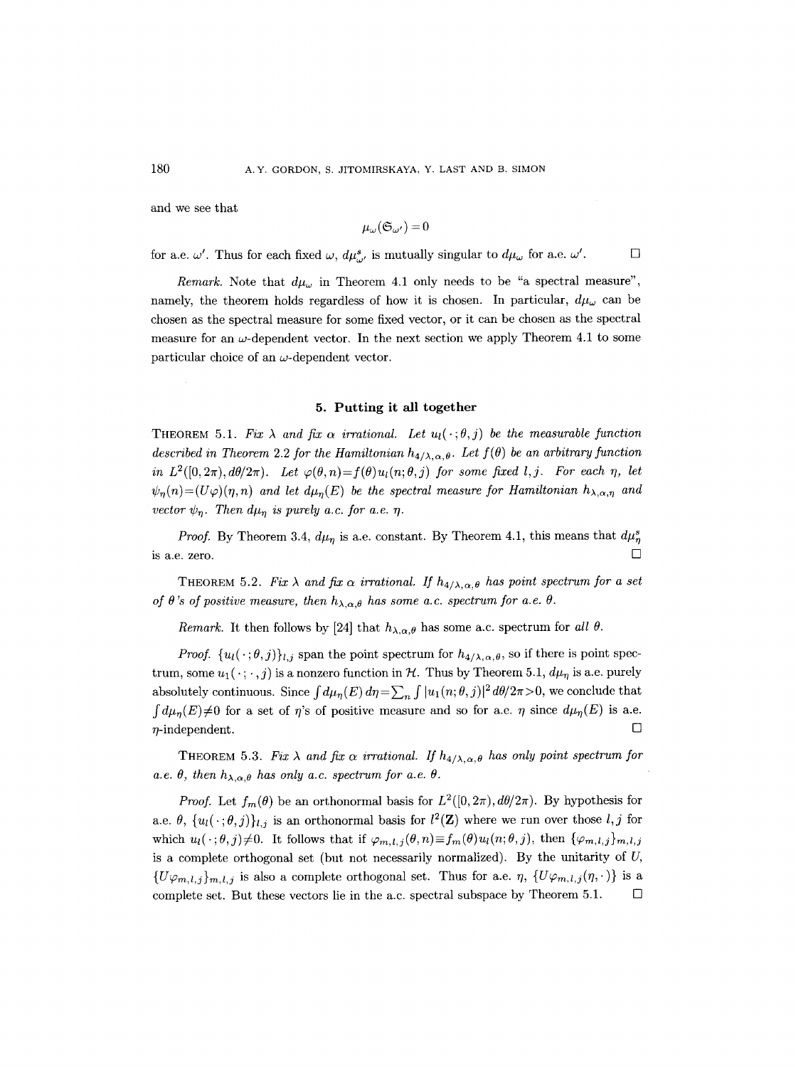and we see that

$$\mu_\omega(\mathfrak{S}_{\omega'})=0$$

for a.e. $\omega'$. Thus for each fixed $\omega$, $d\mu^s_{\omega'}$ is mutually singular to $d\mu_\omega$ for a.e. $\omega'$. $\square$

*Remark.* Note that $d\mu_\omega$ in Theorem 4.1 only needs to be "a spectral measure", namely, the theorem holds regardless of how it is chosen. In particular, $d\mu_\omega$ can be chosen as the spectral measure for some fixed vector, or it can be chosen as the spectral measure for an $\omega$-dependent vector. In the next section we apply Theorem 4.1 to some particular choice of an $\omega$-dependent vector.

## 5. Putting it all together

THEOREM 5.1. *Fix $\lambda$ and fix $\alpha$ irrational. Let $u_l(\,\cdot\,;\theta,j)$ be the measurable function described in Theorem 2.2 for the Hamiltonian $h_{4/\lambda,\alpha,\theta}$. Let $f(\theta)$ be an arbitrary function in $L^2([0,2\pi),d\theta/2\pi)$. Let $\varphi(\theta,n)=f(\theta)u_l(n;\theta,j)$ for some fixed $l,j$. For each $\eta$, let $\psi_\eta(n)=(U\varphi)(\eta,n)$ and let $d\mu_\eta(E)$ be the spectral measure for Hamiltonian $h_{\lambda,\alpha,\eta}$ and vector $\psi_\eta$. Then $d\mu_\eta$ is purely a.c. for a.e. $\eta$.*

*Proof.* By Theorem 3.4, $d\mu_\eta$ is a.e. constant. By Theorem 4.1, this means that $d\mu^s_\eta$ is a.e. zero. $\square$

THEOREM 5.2. *Fix $\lambda$ and fix $\alpha$ irrational. If $h_{4/\lambda,\alpha,\theta}$ has point spectrum for a set of $\theta$'s of positive measure, then $h_{\lambda,\alpha,\theta}$ has some a.c. spectrum for a.e. $\theta$.*

*Remark.* It then follows by [24] that $h_{\lambda,\alpha,\theta}$ has some a.c. spectrum for *all* $\theta$.

*Proof.* $\{u_l(\,\cdot\,;\theta,j)\}_{l,j}$ span the point spectrum for $h_{4/\lambda,\alpha,\theta}$, so if there is point spectrum, some $u_1(\,\cdot\,;\,\cdot\,,j)$ is a nonzero function in $\mathcal{H}$. Thus by Theorem 5.1, $d\mu_\eta$ is a.e. purely absolutely continuous. Since $\int d\mu_\eta(E)\,d\eta=\sum_n\int|u_1(n;\theta,j)|^2\,d\theta/2\pi>0$, we conclude that $\int d\mu_\eta(E)\neq0$ for a set of $\eta$'s of positive measure and so for a.e. $\eta$ since $d\mu_\eta(E)$ is a.e. $\eta$-independent. $\square$

THEOREM 5.3. *Fix $\lambda$ and fix $\alpha$ irrational. If $h_{4/\lambda,\alpha,\theta}$ has only point spectrum for a.e. $\theta$, then $h_{\lambda,\alpha,\theta}$ has only a.c. spectrum for a.e. $\theta$.*

*Proof.* Let $f_m(\theta)$ be an orthonormal basis for $L^2([0,2\pi),d\theta/2\pi)$. By hypothesis for a.e. $\theta$, $\{u_l(\,\cdot\,;\theta,j)\}_{l,j}$ is an orthonormal basis for $l^2(\mathbf{Z})$ where we run over those $l,j$ for which $u_l(\,\cdot\,;\theta,j)\neq0$. It follows that if $\varphi_{m,l,j}(\theta,n)\equiv f_m(\theta)u_l(n;\theta,j)$, then $\{\varphi_{m,l,j}\}_{m,l,j}$ is a complete orthogonal set (but not necessarily normalized). By the unitarity of $U$, $\{U\varphi_{m,l,j}\}_{m,l,j}$ is also a complete orthogonal set. Thus for a.e. $\eta$, $\{U\varphi_{m,l,j}(\eta,\cdot)\}$ is a complete set. But these vectors lie in the a.c. spectral subspace by Theorem 5.1. $\square$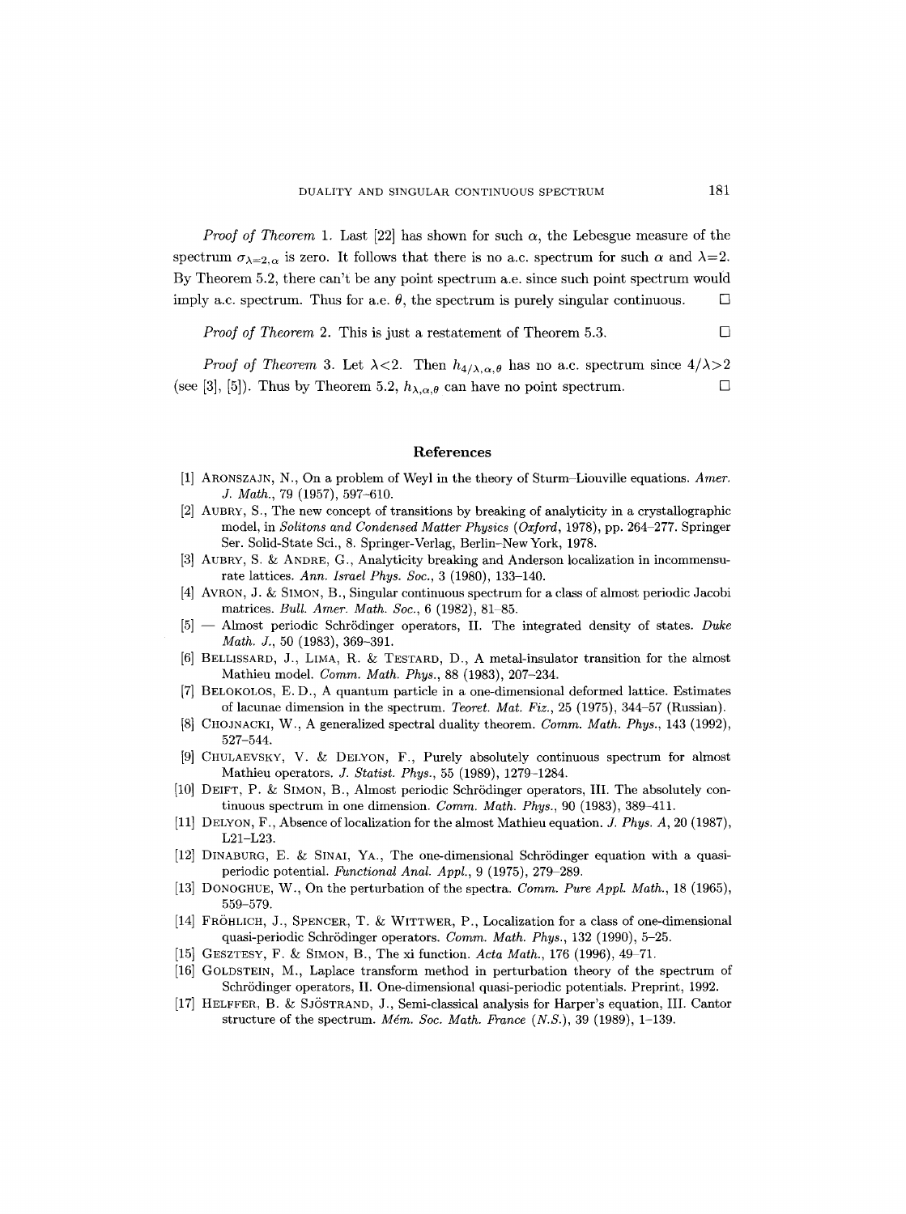*Proof of Theorem* 1. Last [22] has shown for such $\alpha$, the Lebesgue measure of the spectrum $\sigma_{\lambda=2,\alpha}$ is zero. It follows that there is no a.c. spectrum for such $\alpha$ and $\lambda=2$. By Theorem 5.2, there can't be any point spectrum a.e. since such point spectrum would imply a.c. spectrum. Thus for a.e. $\theta$, the spectrum is purely singular continuous. □

*Proof of Theorem* 2. This is just a restatement of Theorem 5.3. □

*Proof of Theorem* 3. Let $\lambda<2$. Then $h_{4/\lambda,\alpha,\theta}$ has no a.c. spectrum since $4/\lambda>2$ (see [3], [5]). Thus by Theorem 5.2, $h_{\lambda,\alpha,\theta}$ can have no point spectrum. □

## References

[1] Aronszajn, N., On a problem of Weyl in the theory of Sturm–Liouville equations. *Amer. J. Math.*, 79 (1957), 597–610.

[2] Aubry, S., The new concept of transitions by breaking of analyticity in a crystallographic model, in *Solitons and Condensed Matter Physics (Oxford*, 1978), pp. 264–277. Springer Ser. Solid-State Sci., 8. Springer-Verlag, Berlin–New York, 1978.

[3] Aubry, S. & Andre, G., Analyticity breaking and Anderson localization in incommensurate lattices. *Ann. Israel Phys. Soc.*, 3 (1980), 133–140.

[4] Avron, J. & Simon, B., Singular continuous spectrum for a class of almost periodic Jacobi matrices. *Bull. Amer. Math. Soc.*, 6 (1982), 81–85.

[5] — Almost periodic Schrödinger operators, II. The integrated density of states. *Duke Math. J.*, 50 (1983), 369–391.

[6] Bellissard, J., Lima, R. & Testard, D., A metal-insulator transition for the almost Mathieu model. *Comm. Math. Phys.*, 88 (1983), 207–234.

[7] Belokolos, E. D., A quantum particle in a one-dimensional deformed lattice. Estimates of lacunae dimension in the spectrum. *Teoret. Mat. Fiz.*, 25 (1975), 344–57 (Russian).

[8] Chojnacki, W., A generalized spectral duality theorem. *Comm. Math. Phys.*, 143 (1992), 527–544.

[9] Chulaevsky, V. & Delyon, F., Purely absolutely continuous spectrum for almost Mathieu operators. *J. Statist. Phys.*, 55 (1989), 1279–1284.

[10] Deift, P. & Simon, B., Almost periodic Schrödinger operators, III. The absolutely continuous spectrum in one dimension. *Comm. Math. Phys.*, 90 (1983), 389–411.

[11] Delyon, F., Absence of localization for the almost Mathieu equation. *J. Phys. A*, 20 (1987), L21–L23.

[12] Dinaburg, E. & Sinai, Ya., The one-dimensional Schrödinger equation with a quasi-periodic potential. *Functional Anal. Appl.*, 9 (1975), 279–289.

[13] Donoghue, W., On the perturbation of the spectra. *Comm. Pure Appl. Math.*, 18 (1965), 559–579.

[14] Fröhlich, J., Spencer, T. & Wittwer, P., Localization for a class of one-dimensional quasi-periodic Schrödinger operators. *Comm. Math. Phys.*, 132 (1990), 5–25.

[15] Gesztesy, F. & Simon, B., The xi function. *Acta Math.*, 176 (1996), 49–71.

[16] Goldstein, M., Laplace transform method in perturbation theory of the spectrum of Schrödinger operators, II. One-dimensional quasi-periodic potentials. Preprint, 1992.

[17] Helffer, B. & Sjöstrand, J., Semi-classical analysis for Harper's equation, III. Cantor structure of the spectrum. *Mém. Soc. Math. France (N.S.)*, 39 (1989), 1–139.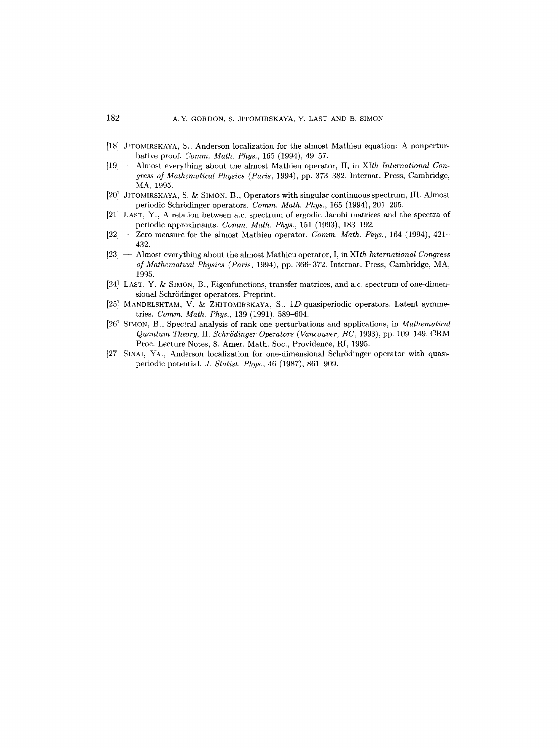[18] Jitomirskaya, S., Anderson localization for the almost Mathieu equation: A nonperturbative proof. *Comm. Math. Phys.*, 165 (1994), 49–57.

[19] — Almost everything about the almost Mathieu operator, II, in *XIth International Congress of Mathematical Physics (Paris*, 1994), pp. 373–382. Internat. Press, Cambridge, MA, 1995.

[20] Jitomirskaya, S. & Simon, B., Operators with singular continuous spectrum, III. Almost periodic Schrödinger operators. *Comm. Math. Phys.*, 165 (1994), 201–205.

[21] Last, Y., A relation between a.c. spectrum of ergodic Jacobi matrices and the spectra of periodic approximants. *Comm. Math. Phys.*, 151 (1993), 183–192.

[22] — Zero measure for the almost Mathieu operator. *Comm. Math. Phys.*, 164 (1994), 421–432.

[23] — Almost everything about the almost Mathieu operator, I, in *XIth International Congress of Mathematical Physics (Paris*, 1994), pp. 366–372. Internat. Press, Cambridge, MA, 1995.

[24] Last, Y. & Simon, B., Eigenfunctions, transfer matrices, and a.c. spectrum of one-dimensional Schrödinger operators. Preprint.

[25] Mandelshtam, V. & Zhitomirskaya, S., 1*D*-quasiperiodic operators. Latent symmetries. *Comm. Math. Phys.*, 139 (1991), 589–604.

[26] Simon, B., Spectral analysis of rank one perturbations and applications, in *Mathematical Quantum Theory*, II. *Schrödinger Operators (Vancouver, BC*, 1993), pp. 109–149. CRM Proc. Lecture Notes, 8. Amer. Math. Soc., Providence, RI, 1995.

[27] Sinai, Ya., Anderson localization for one-dimensional Schrödinger operator with quasiperiodic potential. *J. Statist. Phys.*, 46 (1987), 861–909.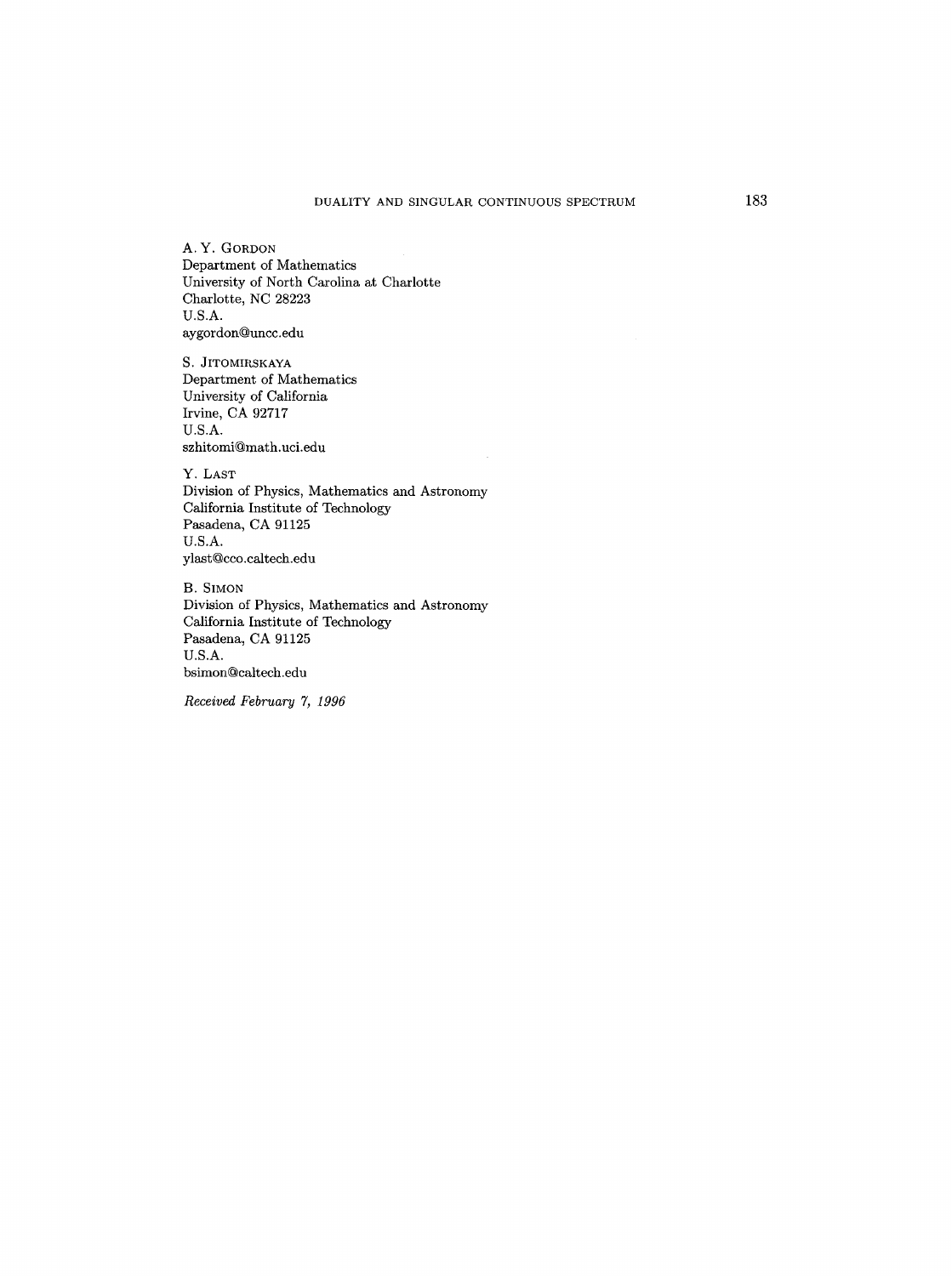A. Y. Gordon
Department of Mathematics
University of North Carolina at Charlotte
Charlotte, NC 28223
U.S.A.
aygordon@uncc.edu

S. Jitomirskaya
Department of Mathematics
University of California
Irvine, CA 92717
U.S.A.
szhitomi@math.uci.edu

Y. Last
Division of Physics, Mathematics and Astronomy
California Institute of Technology
Pasadena, CA 91125
U.S.A.
ylast@cco.caltech.edu

B. Simon
Division of Physics, Mathematics and Astronomy
California Institute of Technology
Pasadena, CA 91125
U.S.A.
bsimon@caltech.edu

*Received February 7, 1996*